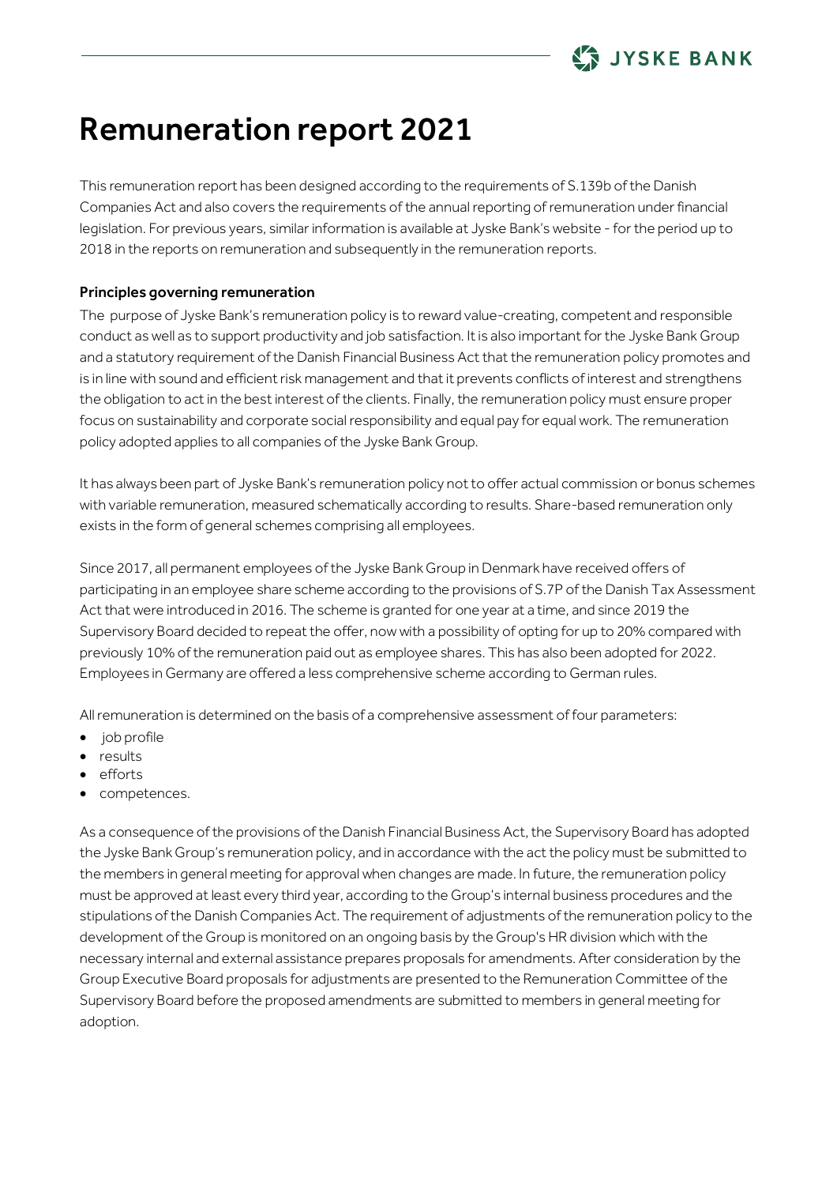# Remuneration report 2021

This remuneration report has been designed according to the requirements of S.139b of the Danish Companies Act and also covers the requirements of the annual reporting of remuneration under financial legislation. For previous years, similar information is available at Jyske Bank's website - for the period up to 2018 in the reports on remuneration and subsequently in the remuneration reports.

**Principles governing remuneration**

The purpose of Jyske Bank's remuneration policy is to reward value-creating, competent and responsible conduct as well as to support productivity and job satisfaction. It is also important for the Jyske Bank Group and a statutory requirement of the Danish Financial Business Act that the remuneration policy promotes and is in line with sound and efficient risk management and that it prevents conflicts of interest and strengthens the obligation to act in the best interest of the clients. Finally, the remuneration policy must ensure proper focus on sustainability and corporate social responsibility and equal pay for equal work. The remuneration policy adopted applies to all companies of the Jyske Bank Group.

It has always been part of Jyske Bank's remuneration policy not to offer actual commission or bonus schemes with variable remuneration, measured schematically according to results. Share-based remuneration only exists in the form of general schemes comprising all employees.

Since 2017, all permanent employees of the Jyske Bank Group in Denmark have received offers of participating in an employee share scheme according to the provisions of S.7P of the Danish Tax Assessment Act that were introduced in 2016. The scheme is granted for one year at a time, and since 2019 the Supervisory Board decided to repeat the offer, now with a possibility of opting for up to 20% compared with previously 10% of the remuneration paid out as employee shares. This has also been adopted for 2022. Employees in Germany are offered a less comprehensive scheme according to German rules.

All remuneration is determined on the basis of a comprehensive assessment of four parameters:

- job profile
- results
- efforts
- competences.

As a consequence of the provisions of the Danish Financial Business Act, the Supervisory Board has adopted the Jyske Bank Group's remuneration policy, and in accordance with the act the policy must be submitted to the members in general meeting for approval when changes are made. In future, the remuneration policy must be approved at least every third year, according to the Group's internal business procedures and the stipulations of the Danish Companies Act. The requirement of adjustments of the remuneration policy to the development of the Group is monitored on an ongoing basis by the Group's HR division which with the necessary internal and external assistance prepares proposals for amendments. After consideration by the Group Executive Board proposals for adjustments are presented to the Remuneration Committee of the Supervisory Board before the proposed amendments are submitted to members in general meeting for adoption.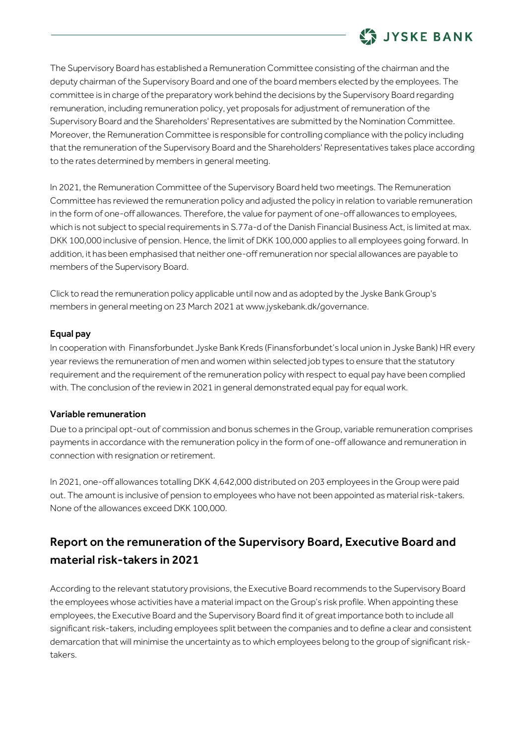The Supervisory Board has established a Remuneration Committee consisting of the chairman and the deputy chairman of the Supervisory Board and one of the board members elected by the employees. The committee is in charge of the preparatory work behind the decisions by the Supervisory Board regarding remuneration, including remuneration policy, yet proposals for adjustment of remuneration of the Supervisory Board and the Shareholders' Representatives are submitted by the Nomination Committee. Moreover, the Remuneration Committee is responsible for controlling compliance with the policy including that the remuneration of the Supervisory Board and the Shareholders' Representatives takes place according to the rates determined by members in general meeting.

In 2021, the Remuneration Committee of the Supervisory Board held two meetings. The Remuneration Committee has reviewed the remuneration policy and adjusted the policy in relation to variable remuneration in the form of one-off allowances. Therefore, the value for payment of one-off allowances to employees, which is not subject to special requirements in S.77a-d of the Danish Financial Business Act, is limited at max. DKK 100,000 inclusive of pension. Hence, the limit of DKK 100,000 applies to all employees going forward. In addition, it has been emphasised that neither one-off remuneration nor special allowances are payable to members of the Supervisory Board.

Click to read the remuneration policy applicable until now and as adopted by the Jyske Bank Group's members in general meeting on 23 March 2021 at www.jyskebank.dk/governance.

**Equal pay**

In cooperation with Finansforbundet Jyske Bank Kreds (Finansforbundet's local union in Jyske Bank) HR every year reviews the remuneration of men and women within selected job types to ensure that the statutory requirement and the requirement of the remuneration policy with respect to equal pay have been complied with. The conclusion of the review in 2021 in general demonstrated equal pay for equal work.

**Variable remuneration**

Due to a principal opt-out of commission and bonus schemes in the Group, variable remuneration comprises payments in accordance with the remuneration policy in the form of one-off allowance and remuneration in connection with resignation or retirement.

In 2021, one-off allowances totalling DKK 4,642,000 distributed on 203 employees in the Group were paid out. The amount is inclusive of pension to employees who have not been appointed as material risk-takers. None of the allowances exceed DKK 100,000.

## Report on the remuneration of the Supervisory Board, Executive Board and material risk-takers in 2021

According to the relevant statutory provisions, the Executive Board recommends to the Supervisory Board the employees whose activities have a material impact on the Group's risk profile. When appointing these employees, the Executive Board and the Supervisory Board find it of great importance both to include all significant risk-takers, including employees split between the companies and to define a clear and consistent demarcation that will minimise the uncertainty as to which employees belong to the group of significant risk-takers.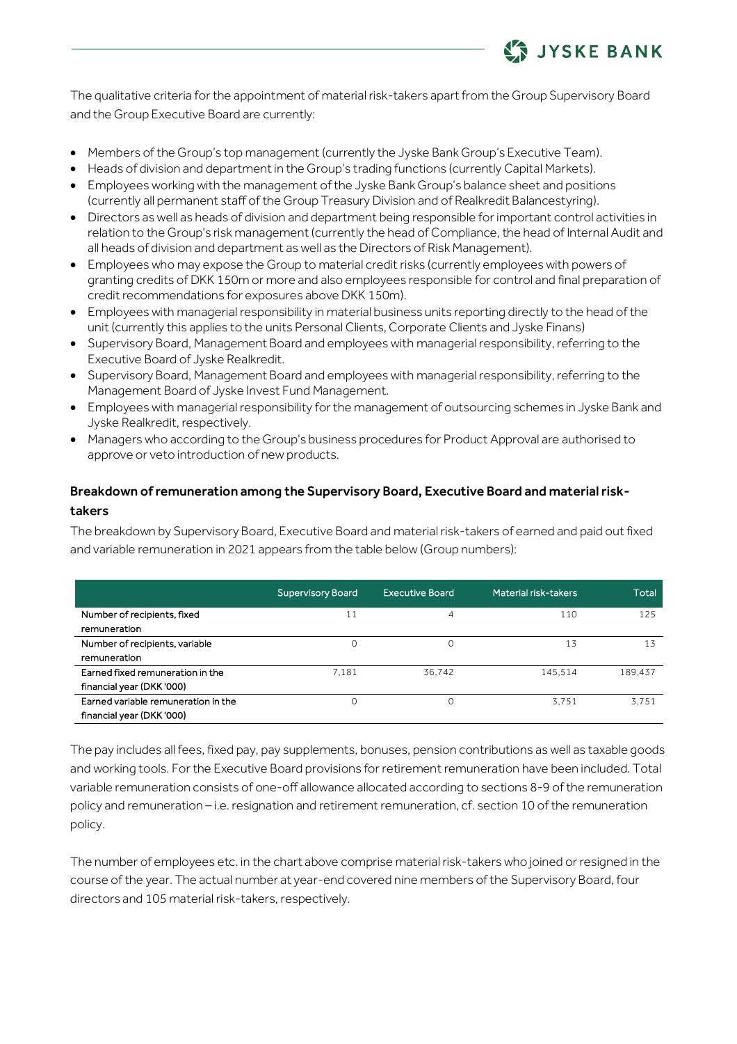The qualitative criteria for the appointment of material risk-takers apart from the Group Supervisory Board and the Group Executive Board are currently:

- Members of the Group's top management (currently the Jyske Bank Group's Executive Team).
- Heads of division and department in the Group's trading functions (currently Capital Markets).
- Employees working with the management of the Jyske Bank Group's balance sheet and positions (currently all permanent staff of the Group Treasury Division and of Realkredit Balancestyring).
- Directors as well as heads of division and department being responsible for important control activities in relation to the Group's risk management (currently the head of Compliance, the head of Internal Audit and all heads of division and department as well as the Directors of Risk Management).
- Employees who may expose the Group to material credit risks (currently employees with powers of granting credits of DKK 150m or more and also employees responsible for control and final preparation of credit recommendations for exposures above DKK 150m).
- Employees with managerial responsibility in material business units reporting directly to the head of the unit (currently this applies to the units Personal Clients, Corporate Clients and Jyske Finans)
- Supervisory Board, Management Board and employees with managerial responsibility, referring to the Executive Board of Jyske Realkredit.
- Supervisory Board, Management Board and employees with managerial responsibility, referring to the Management Board of Jyske Invest Fund Management.
- Employees with managerial responsibility for the management of outsourcing schemes in Jyske Bank and Jyske Realkredit, respectively.
- Managers who according to the Group's business procedures for Product Approval are authorised to approve or veto introduction of new products.

## Breakdown of remuneration among the Supervisory Board, Executive Board and material risk-takers

The breakdown by Supervisory Board, Executive Board and material risk-takers of earned and paid out fixed and variable remuneration in 2021 appears from the table below (Group numbers):

| | Supervisory Board | Executive Board | Material risk-takers | Total |
|---|---|---|---|---|
| Number of recipients, fixed remuneration | 11 | 4 | 110 | 125 |
| Number of recipients, variable remuneration | 0 | 0 | 13 | 13 |
| Earned fixed remuneration in the financial year (DKK '000) | 7,181 | 36,742 | 145,514 | 189,437 |
| Earned variable remuneration in the financial year (DKK '000) | 0 | 0 | 3,751 | 3,751 |

The pay includes all fees, fixed pay, pay supplements, bonuses, pension contributions as well as taxable goods and working tools. For the Executive Board provisions for retirement remuneration have been included. Total variable remuneration consists of one-off allowance allocated according to sections 8-9 of the remuneration policy and remuneration – i.e. resignation and retirement remuneration, cf. section 10 of the remuneration policy.

The number of employees etc. in the chart above comprise material risk-takers who joined or resigned in the course of the year. The actual number at year-end covered nine members of the Supervisory Board, four directors and 105 material risk-takers, respectively.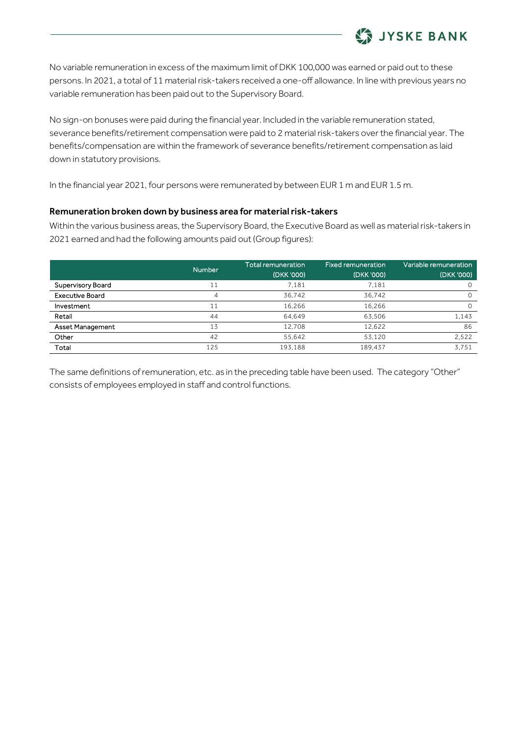No variable remuneration in excess of the maximum limit of DKK 100,000 was earned or paid out to these persons. In 2021, a total of 11 material risk-takers received a one-off allowance. In line with previous years no variable remuneration has been paid out to the Supervisory Board.

No sign-on bonuses were paid during the financial year. Included in the variable remuneration stated, severance benefits/retirement compensation were paid to 2 material risk-takers over the financial year. The benefits/compensation are within the framework of severance benefits/retirement compensation as laid down in statutory provisions.

In the financial year 2021, four persons were remunerated by between EUR 1 m and EUR 1.5 m.

### Remuneration broken down by business area for material risk-takers

Within the various business areas, the Supervisory Board, the Executive Board as well as material risk-takers in 2021 earned and had the following amounts paid out (Group figures):

| | Number | Total remuneration (DKK '000) | Fixed remuneration (DKK '000) | Variable remuneration (DKK '000) |
|---|---|---|---|---|
| Supervisory Board | 11 | 7,181 | 7,181 | 0 |
| Executive Board | 4 | 36,742 | 36,742 | 0 |
| Investment | 11 | 16,266 | 16,266 | 0 |
| Retail | 44 | 64,649 | 63,506 | 1,143 |
| Asset Management | 13 | 12,708 | 12,622 | 86 |
| Other | 42 | 55,642 | 53,120 | 2,522 |
| Total | 125 | 193,188 | 189,437 | 3,751 |

The same definitions of remuneration, etc. as in the preceding table have been used. The category "Other" consists of employees employed in staff and control functions.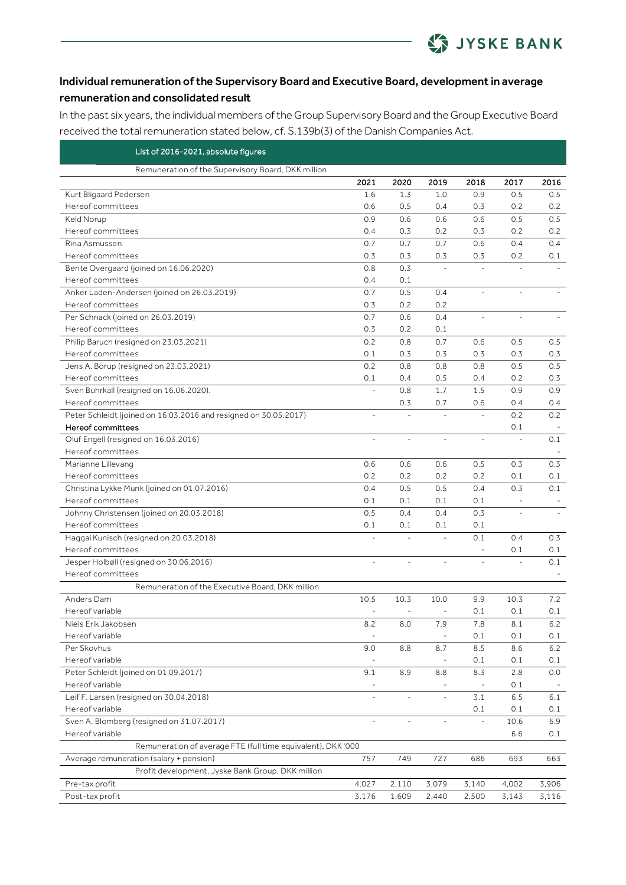## Individual remuneration of the Supervisory Board and Executive Board, development in average remuneration and consolidated result

In the past six years, the individual members of the Group Supervisory Board and the Group Executive Board received the total remuneration stated below, cf. S.139b(3) of the Danish Companies Act.

| List of 2016-2021, absolute figures | | | | | | |
|---|---|---|---|---|---|---|
| **Remuneration of the Supervisory Board, DKK million** | | | | | | |
| | 2021 | 2020 | 2019 | 2018 | 2017 | 2016 |
| Kurt Bligaard Pedersen | 1.6 | 1.3 | 1.0 | 0.9 | 0.5 | 0.5 |
| Hereof committees | 0.6 | 0.5 | 0.4 | 0.3 | 0.2 | 0.2 |
| Keld Norup | 0.9 | 0.6 | 0.6 | 0.6 | 0.5 | 0.5 |
| Hereof committees | 0.4 | 0.3 | 0.2 | 0.3 | 0.2 | 0.2 |
| Rina Asmussen | 0.7 | 0.7 | 0.7 | 0.6 | 0.4 | 0.4 |
| Hereof committees | 0.3 | 0.3 | 0.3 | 0.3 | 0.2 | 0.1 |
| Bente Overgaard (joined on 16.06.2020) | 0.8 | 0.3 | - | - | - | - |
| Hereof committees | 0.4 | 0.1 | | | | |
| Anker Laden-Andersen (joined on 26.03.2019) | 0.7 | 0.5 | 0.4 | - | - | - |
| Hereof committees | 0.3 | 0.2 | 0.2 | | | |
| Per Schnack (joined on 26.03.2019) | 0.7 | 0.6 | 0.4 | - | - | - |
| Hereof committees | 0.3 | 0.2 | 0.1 | | | |
| Philip Baruch (resigned on 23.03.2021) | 0.2 | 0.8 | 0.7 | 0.6 | 0.5 | 0.5 |
| Hereof committees | 0.1 | 0.3 | 0.3 | 0.3 | 0.3 | 0.3 |
| Jens A. Borup (resigned on 23.03.2021) | 0.2 | 0.8 | 0.8 | 0.8 | 0.5 | 0.5 |
| Hereof committees | 0.1 | 0.4 | 0.5 | 0.4 | 0.2 | 0.3 |
| Sven Buhrkall (resigned on 16.06.2020). | - | 0.8 | 1.7 | 1.5 | 0.9 | 0.9 |
| Hereof committees | | 0.3 | 0.7 | 0.6 | 0.4 | 0.4 |
| Peter Schleidt (joined on 16.03.2016 and resigned on 30.05.2017) | - | - | - | - | 0.2 | 0.2 |
| Hereof committees | | | | | 0.1 | - |
| Oluf Engell (resigned on 16.03.2016) | - | - | - | - | - | 0.1 |
| Hereof committees | | | | | | - |
| Marianne Lillevang | 0.6 | 0.6 | 0.6 | 0.5 | 0.3 | 0.3 |
| Hereof committees | 0.2 | 0.2 | 0.2 | 0.2 | 0.1 | 0.1 |
| Christina Lykke Munk (joined on 01.07.2016) | 0.4 | 0.5 | 0.5 | 0.4 | 0.3 | 0.1 |
| Hereof committees | 0.1 | 0.1 | 0.1 | 0.1 | - | - |
| Johnny Christensen (joined on 20.03.2018) | 0.5 | 0.4 | 0.4 | 0.3 | - | - |
| Hereof committees | 0.1 | 0.1 | 0.1 | 0.1 | | |
| Haggai Kunisch (resigned on 20.03.2018) | - | - | - | 0.1 | 0.4 | 0.3 |
| Hereof committees | | | | - | 0.1 | 0.1 |
| Jesper Holbøll (resigned on 30.06.2016) | - | - | - | - | - | 0.1 |
| Hereof committees | | | | | | - |
| **Remuneration of the Executive Board, DKK million** | | | | | | |
| Anders Dam | 10.5 | 10.3 | 10.0 | 9.9 | 10.3 | 7.2 |
| Hereof variable | - | - | - | 0.1 | 0.1 | 0.1 |
| Niels Erik Jakobsen | 8.2 | 8.0 | 7.9 | 7.8 | 8.1 | 6.2 |
| Hereof variable | - | | - | 0.1 | 0.1 | 0.1 |
| Per Skovhus | 9.0 | 8.8 | 8.7 | 8.5 | 8.6 | 6.2 |
| Hereof variable | - | | - | 0.1 | 0.1 | 0.1 |
| Peter Schleidt (joined on 01.09.2017) | 9.1 | 8.9 | 8.8 | 8.3 | 2.8 | 0.0 |
| Hereof variable | - | | - | - | 0.1 | - |
| Leif F. Larsen (resigned on 30.04.2018) | - | - | - | 3.1 | 6.5 | 6.1 |
| Hereof variable | | | | 0.1 | 0.1 | 0.1 |
| Sven A. Blomberg (resigned on 31.07.2017) | - | - | - | - | 10.6 | 6.9 |
| Hereof variable | | | | | 6.6 | 0.1 |
| **Remuneration of average FTE (full time equivalent), DKK '000** | | | | | | |
| Average remuneration (salary + pension) | 757 | 749 | 727 | 686 | 693 | 663 |
| **Profit development, Jyske Bank Group, DKK million** | | | | | | |
| Pre-tax profit | 4.027 | 2,110 | 3,079 | 3,140 | 4,002 | 3,906 |
| Post-tax profit | 3.176 | 1,609 | 2,440 | 2,500 | 3,143 | 3,116 |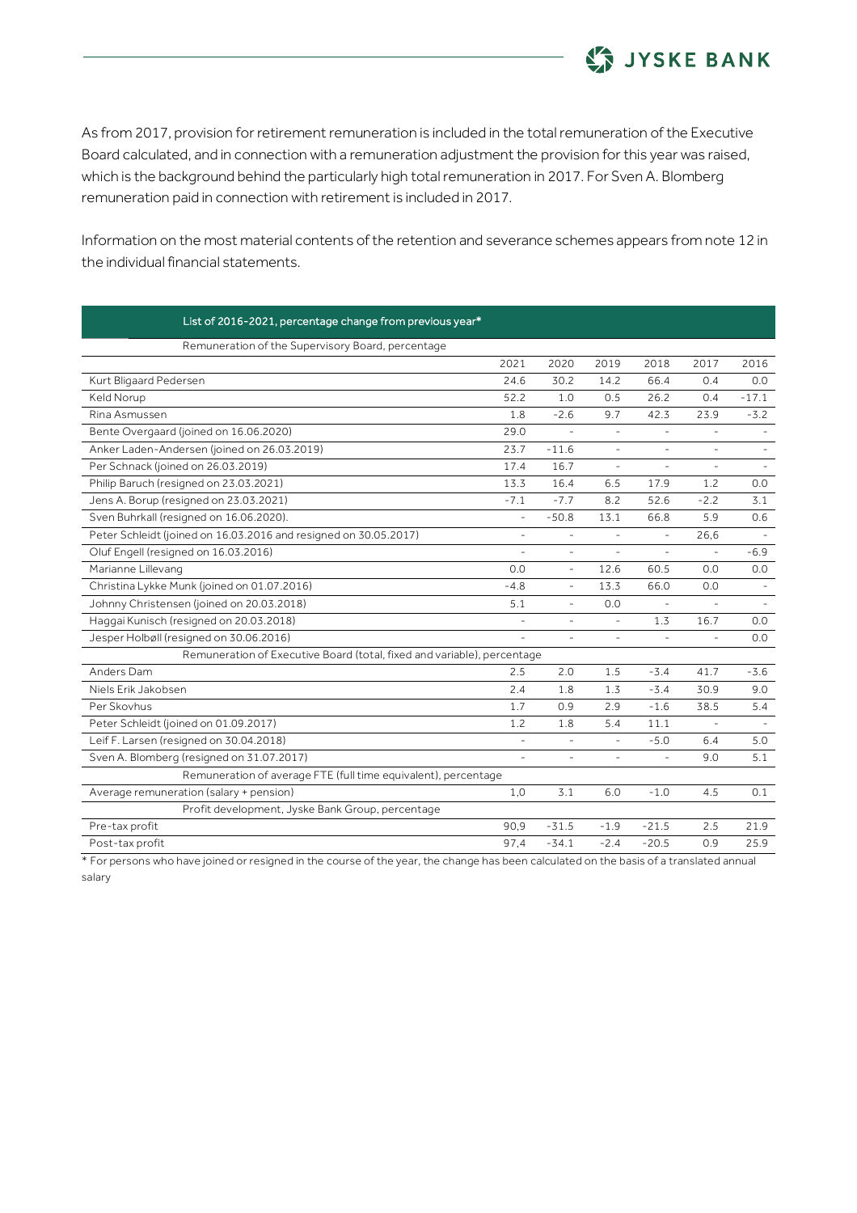As from 2017, provision for retirement remuneration is included in the total remuneration of the Executive Board calculated, and in connection with a remuneration adjustment the provision for this year was raised, which is the background behind the particularly high total remuneration in 2017. For Sven A. Blomberg remuneration paid in connection with retirement is included in 2017.

Information on the most material contents of the retention and severance schemes appears from note 12 in the individual financial statements.

| List of 2016-2021, percentage change from previous year* | | | | | | |
|---|---|---|---|---|---|---|
| Remuneration of the Supervisory Board, percentage | | | | | | |
| | 2021 | 2020 | 2019 | 2018 | 2017 | 2016 |
| Kurt Bligaard Pedersen | 24.6 | 30.2 | 14.2 | 66.4 | 0.4 | 0.0 |
| Keld Norup | 52.2 | 1.0 | 0.5 | 26.2 | 0.4 | -17.1 |
| Rina Asmussen | 1.8 | -2.6 | 9.7 | 42.3 | 23.9 | -3.2 |
| Bente Overgaard (joined on 16.06.2020) | 29.0 | - | - | - | - | - |
| Anker Laden-Andersen (joined on 26.03.2019) | 23.7 | -11.6 | - | - | - | - |
| Per Schnack (joined on 26.03.2019) | 17.4 | 16.7 | - | - | - | - |
| Philip Baruch (resigned on 23.03.2021) | 13.3 | 16.4 | 6.5 | 17.9 | 1.2 | 0.0 |
| Jens A. Borup (resigned on 23.03.2021) | -7.1 | -7.7 | 8.2 | 52.6 | -2.2 | 3.1 |
| Sven Buhrkall (resigned on 16.06.2020). | - | -50.8 | 13.1 | 66.8 | 5.9 | 0.6 |
| Peter Schleidt (joined on 16.03.2016 and resigned on 30.05.2017) | - | - | - | - | 26,6 | - |
| Oluf Engell (resigned on 16.03.2016) | - | - | - | - | - | -6.9 |
| Marianne Lillevang | 0.0 | - | 12.6 | 60.5 | 0.0 | 0.0 |
| Christina Lykke Munk (joined on 01.07.2016) | -4.8 | - | 13.3 | 66.0 | 0.0 | - |
| Johnny Christensen (joined on 20.03.2018) | 5.1 | - | 0.0 | - | - | - |
| Haggai Kunisch (resigned on 20.03.2018) | - | - | - | 1.3 | 16.7 | 0.0 |
| Jesper Holbøll (resigned on 30.06.2016) | - | - | - | - | - | 0.0 |
| Remuneration of Executive Board (total, fixed and variable), percentage | | | | | | |
| Anders Dam | 2.5 | 2.0 | 1.5 | -3.4 | 41.7 | -3.6 |
| Niels Erik Jakobsen | 2.4 | 1.8 | 1.3 | -3.4 | 30.9 | 9.0 |
| Per Skovhus | 1.7 | 0.9 | 2.9 | -1.6 | 38.5 | 5.4 |
| Peter Schleidt (joined on 01.09.2017) | 1.2 | 1.8 | 5.4 | 11.1 | - | - |
| Leif F. Larsen (resigned on 30.04.2018) | - | - | - | -5.0 | 6.4 | 5.0 |
| Sven A. Blomberg (resigned on 31.07.2017) | - | - | - | - | 9.0 | 5.1 |
| Remuneration of average FTE (full time equivalent), percentage | | | | | | |
| Average remuneration (salary + pension) | 1,0 | 3.1 | 6.0 | -1.0 | 4.5 | 0.1 |
| Profit development, Jyske Bank Group, percentage | | | | | | |
| Pre-tax profit | 90,9 | -31.5 | -1.9 | -21.5 | 2.5 | 21.9 |
| Post-tax profit | 97,4 | -34.1 | -2.4 | -20.5 | 0.9 | 25.9 |

* For persons who have joined or resigned in the course of the year, the change has been calculated on the basis of a translated annual salary